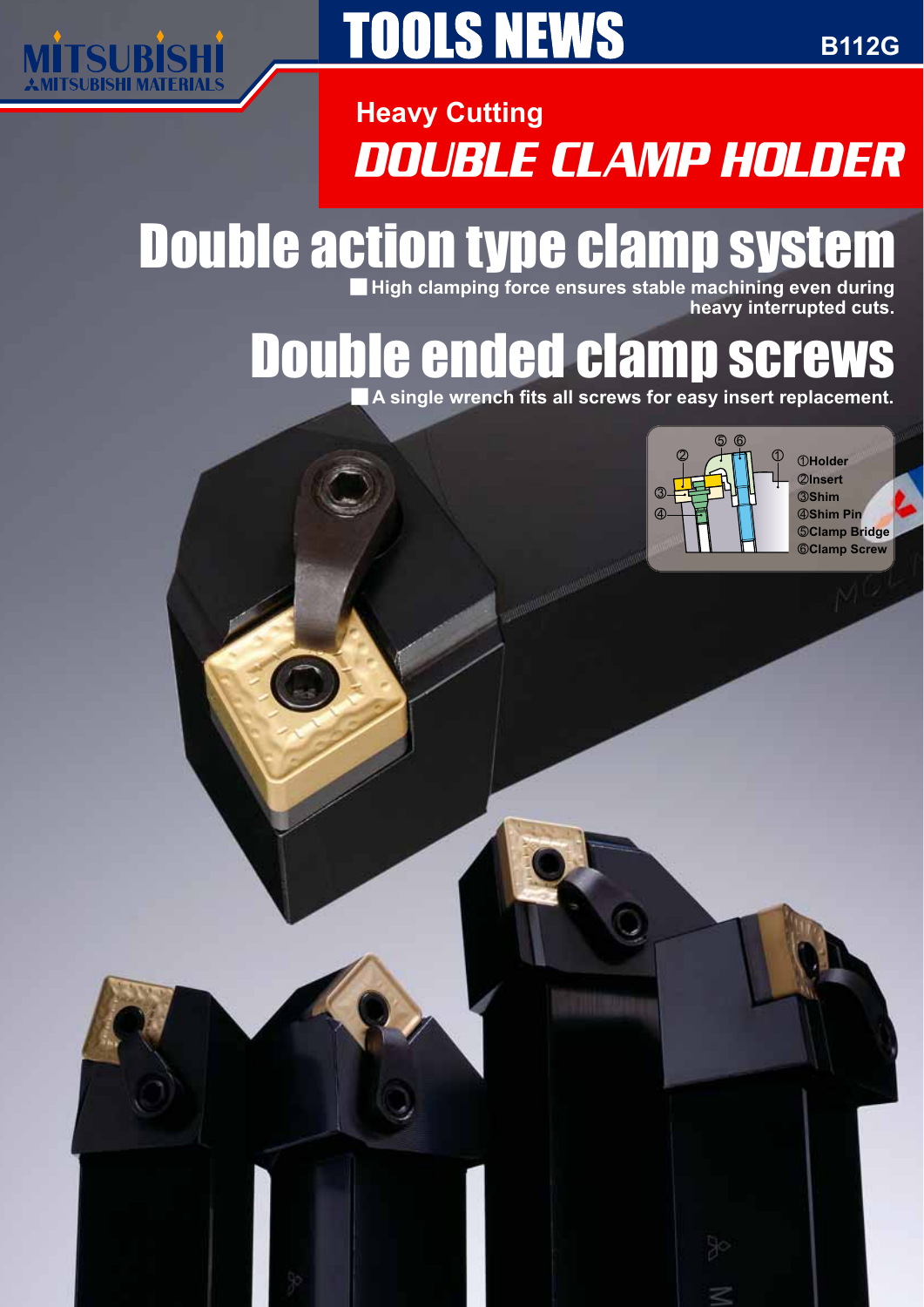MITSUBISHI
MITSUBISHI MATERIALS

# TOOLS NEWS

B112G

## Heavy Cutting
## *DOUBLE CLAMP HOLDER*

# Double action type clamp system

■ High clamping force ensures stable machining even during heavy interrupted cuts.

# Double ended clamp screws

■ A single wrench fits all screws for easy insert replacement.

①Holder
②Insert
③Shim
④Shim Pin
⑤Clamp Bridge
⑥Clamp Screw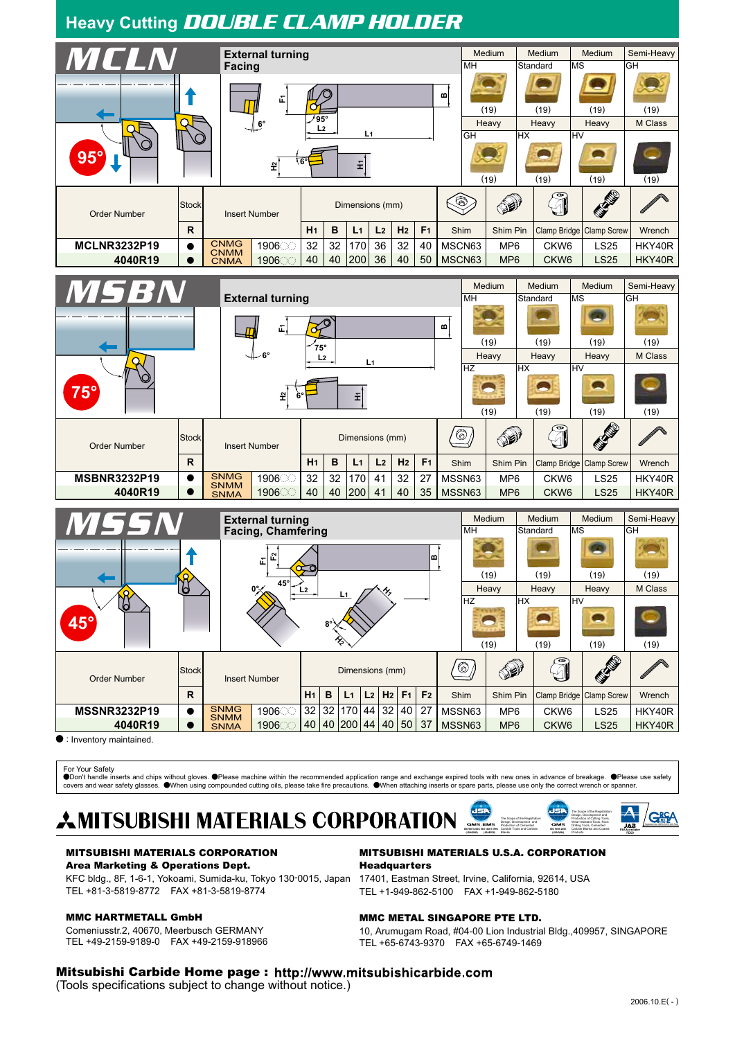# Heavy Cutting *DOUBLE CLAMP HOLDER*

## MCLN

**External turning**
**Facing**

95°

| Medium | Medium | Medium | Semi-Heavy |
|---|---|---|---|
| MH | Standard | MS | GH |
| (19) | (19) | (19) | (19) |
| Heavy | Heavy | Heavy | M Class |
| GH | HX | HV | |
| (19) | (19) | (19) | (19) |

| Order Number | Stock R | Insert Number | | H1 | B | L1 | L2 | H2 | F1 | Shim | Shim Pin | Clamp Bridge | Clamp Screw | Wrench |
|---|---|---|---|---|---|---|---|---|---|---|---|---|---|---|
| MCLNR3232P19 | ● | CNMG CNMM | 1906○○ | 32 | 32 | 170 | 36 | 32 | 40 | MSCN63 | MP6 | CKW6 | LS25 | HKY40R |
| 4040R19 | ● | CNMA | 1906○○ | 40 | 40 | 200 | 36 | 40 | 50 | MSCN63 | MP6 | CKW6 | LS25 | HKY40R |

Dimensions (mm)

## MSBN

**External turning**

75°

| Medium | Medium | Medium | Semi-Heavy |
|---|---|---|---|
| MH | Standard | MS | GH |
| (19) | (19) | (19) | (19) |
| Heavy | Heavy | Heavy | M Class |
| HZ | HX | HV | |
| (19) | (19) | (19) | (19) |

| Order Number | Stock R | Insert Number | | H1 | B | L1 | L2 | H2 | F1 | Shim | Shim Pin | Clamp Bridge | Clamp Screw | Wrench |
|---|---|---|---|---|---|---|---|---|---|---|---|---|---|---|
| MSBNR3232P19 | ● | SNMG SNMM | 1906○○ | 32 | 32 | 170 | 41 | 32 | 27 | MSSN63 | MP6 | CKW6 | LS25 | HKY40R |
| 4040R19 | ● | SNMA | 1906○○ | 40 | 40 | 200 | 41 | 40 | 35 | MSSN63 | MP6 | CKW6 | LS25 | HKY40R |

Dimensions (mm)

## MSSN

**External turning**
**Facing, Chamfering**

45°

| Medium | Medium | Medium | Semi-Heavy |
|---|---|---|---|
| MH | Standard | MS | GH |
| (19) | (19) | (19) | (19) |
| Heavy | Heavy | Heavy | M Class |
| HZ | HX | HV | |
| (19) | (19) | (19) | (19) |

| Order Number | Stock R | Insert Number | | H1 | B | L1 | L2 | H2 | F1 | F2 | Shim | Shim Pin | Clamp Bridge | Clamp Screw | Wrench |
|---|---|---|---|---|---|---|---|---|---|---|---|---|---|---|---|
| MSSNR3232P19 | ● | SNMG SNMM | 1906○○ | 32 | 32 | 170 | 44 | 32 | 40 | 27 | MSSN63 | MP6 | CKW6 | LS25 | HKY40R |
| 4040R19 | ● | SNMA | 1906○○ | 40 | 40 | 200 | 44 | 40 | 50 | 37 | MSSN63 | MP6 | CKW6 | LS25 | HKY40R |

Dimensions (mm)

● : Inventory maintained.

For Your Safety
●Don't handle inserts and chips without gloves. ●Please machine within the recommended application range and exchange expired tools with new ones in advance of breakage. ●Please use safety covers and wear safety glasses. ●When using compounded cutting oils, please take fire precautions. ●When attaching inserts or spare parts, please use only the correct wrench or spanner.

**MITSUBISHI MATERIALS CORPORATION**

**MITSUBISHI MATERIALS CORPORATION**
**Area Marketing & Operations Dept.**
KFC bldg., 8F, 1-6-1, Yokoami, Sumida-ku, Tokyo 130-0015, Japan
TEL +81-3-5819-8772 FAX +81-3-5819-8774

**MITSUBISHI MATERIALS U.S.A. CORPORATION**
**Headquarters**
17401, Eastman Street, Irvine, California, 92614, USA
TEL +1-949-862-5100 FAX +1-949-862-5180

**MMC HARTMETALL GmbH**
Comeniusstr.2, 40670, Meerbusch GERMANY
TEL +49-2159-9189-0 FAX +49-2159-918966

**MMC METAL SINGAPORE PTE LTD.**
10, Arumugam Road, #04-00 Lion Industrial Bldg.,409957, SINGAPORE
TEL +65-6743-9370 FAX +65-6749-1469

**Mitsubishi Carbide Home page : http://www.mitsubishicarbide.com**
(Tools specifications subject to change without notice.)

2006.10.E( - )